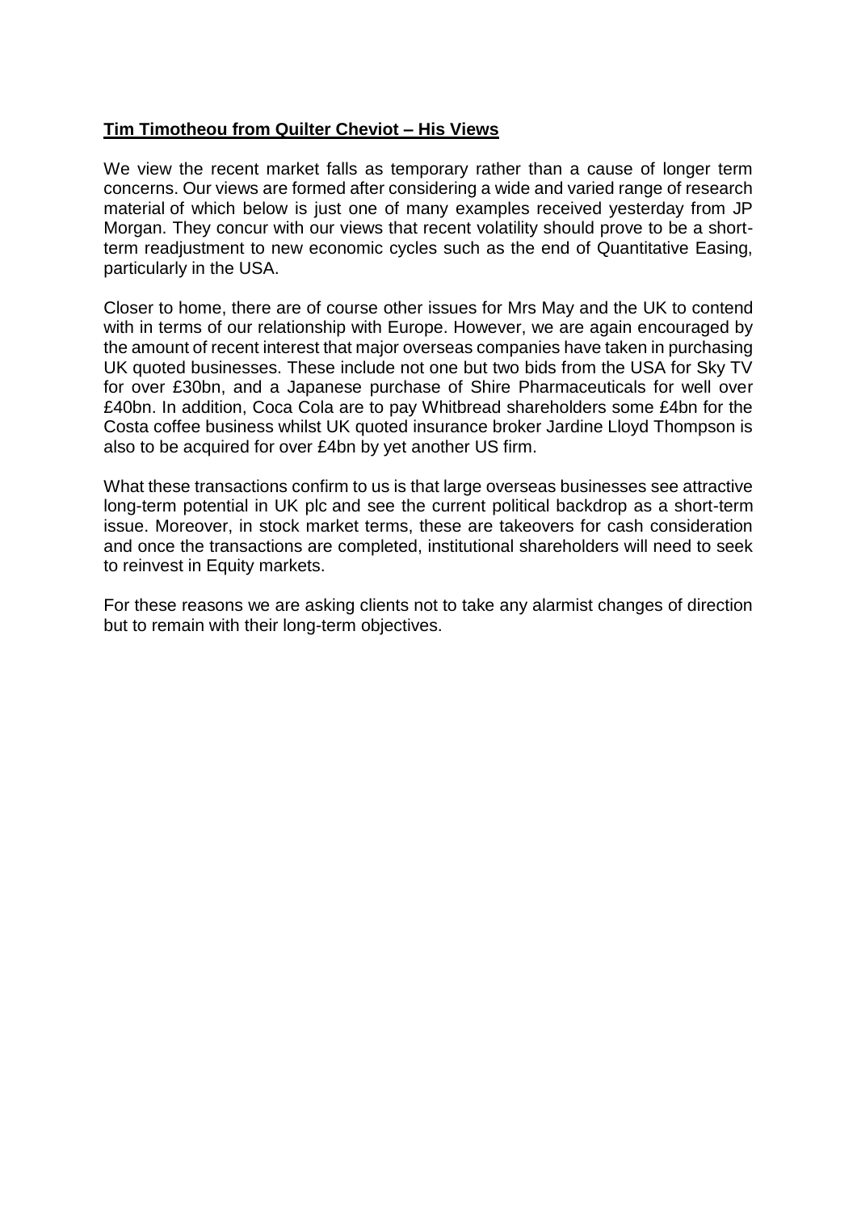**Tim Timotheou from Quilter Cheviot – His Views**

We view the recent market falls as temporary rather than a cause of longer term concerns. Our views are formed after considering a wide and varied range of research material of which below is just one of many examples received yesterday from JP Morgan. They concur with our views that recent volatility should prove to be a short-term readjustment to new economic cycles such as the end of Quantitative Easing, particularly in the USA.

Closer to home, there are of course other issues for Mrs May and the UK to contend with in terms of our relationship with Europe. However, we are again encouraged by the amount of recent interest that major overseas companies have taken in purchasing UK quoted businesses. These include not one but two bids from the USA for Sky TV for over £30bn, and a Japanese purchase of Shire Pharmaceuticals for well over £40bn. In addition, Coca Cola are to pay Whitbread shareholders some £4bn for the Costa coffee business whilst UK quoted insurance broker Jardine Lloyd Thompson is also to be acquired for over £4bn by yet another US firm.

What these transactions confirm to us is that large overseas businesses see attractive long-term potential in UK plc and see the current political backdrop as a short-term issue. Moreover, in stock market terms, these are takeovers for cash consideration and once the transactions are completed, institutional shareholders will need to seek to reinvest in Equity markets.

For these reasons we are asking clients not to take any alarmist changes of direction but to remain with their long-term objectives.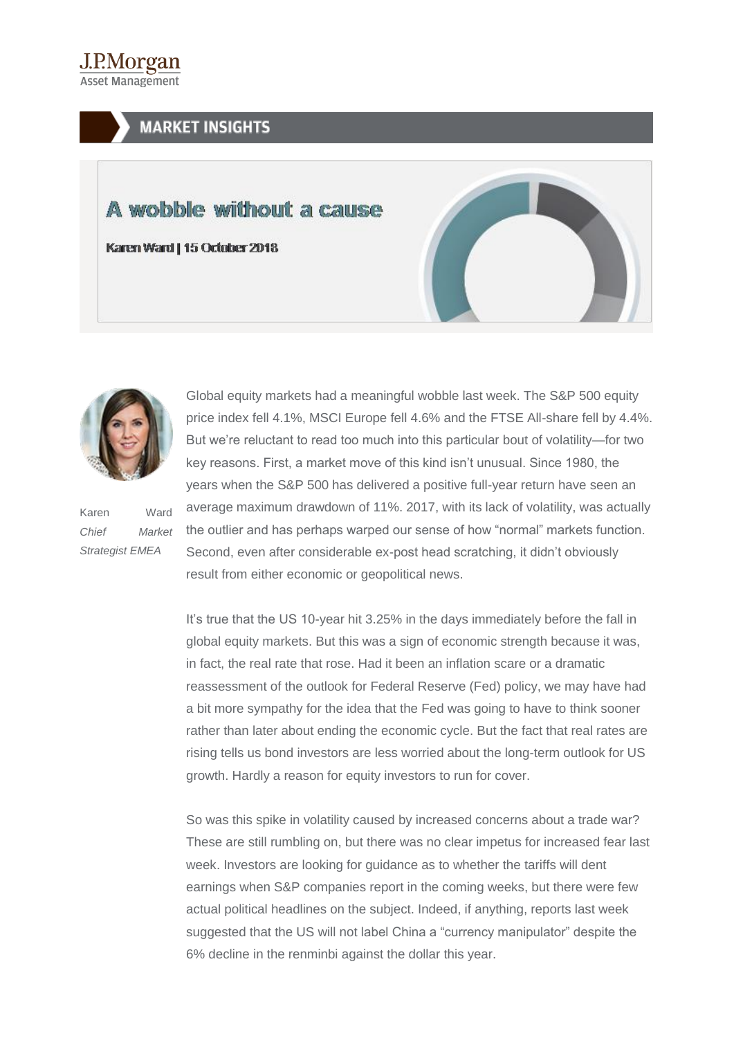J.P.Morgan
Asset Management

MARKET INSIGHTS

# A wobble without a cause

Karen Ward | 15 October 2018

Karen Ward
*Chief Market Strategist EMEA*

Global equity markets had a meaningful wobble last week. The S&P 500 equity price index fell 4.1%, MSCI Europe fell 4.6% and the FTSE All-share fell by 4.4%. But we're reluctant to read too much into this particular bout of volatility—for two key reasons. First, a market move of this kind isn't unusual. Since 1980, the years when the S&P 500 has delivered a positive full-year return have seen an average maximum drawdown of 11%. 2017, with its lack of volatility, was actually the outlier and has perhaps warped our sense of how "normal" markets function. Second, even after considerable ex-post head scratching, it didn't obviously result from either economic or geopolitical news.

It's true that the US 10-year hit 3.25% in the days immediately before the fall in global equity markets. But this was a sign of economic strength because it was, in fact, the real rate that rose. Had it been an inflation scare or a dramatic reassessment of the outlook for Federal Reserve (Fed) policy, we may have had a bit more sympathy for the idea that the Fed was going to have to think sooner rather than later about ending the economic cycle. But the fact that real rates are rising tells us bond investors are less worried about the long-term outlook for US growth. Hardly a reason for equity investors to run for cover.

So was this spike in volatility caused by increased concerns about a trade war? These are still rumbling on, but there was no clear impetus for increased fear last week. Investors are looking for guidance as to whether the tariffs will dent earnings when S&P companies report in the coming weeks, but there were few actual political headlines on the subject. Indeed, if anything, reports last week suggested that the US will not label China a "currency manipulator" despite the 6% decline in the renminbi against the dollar this year.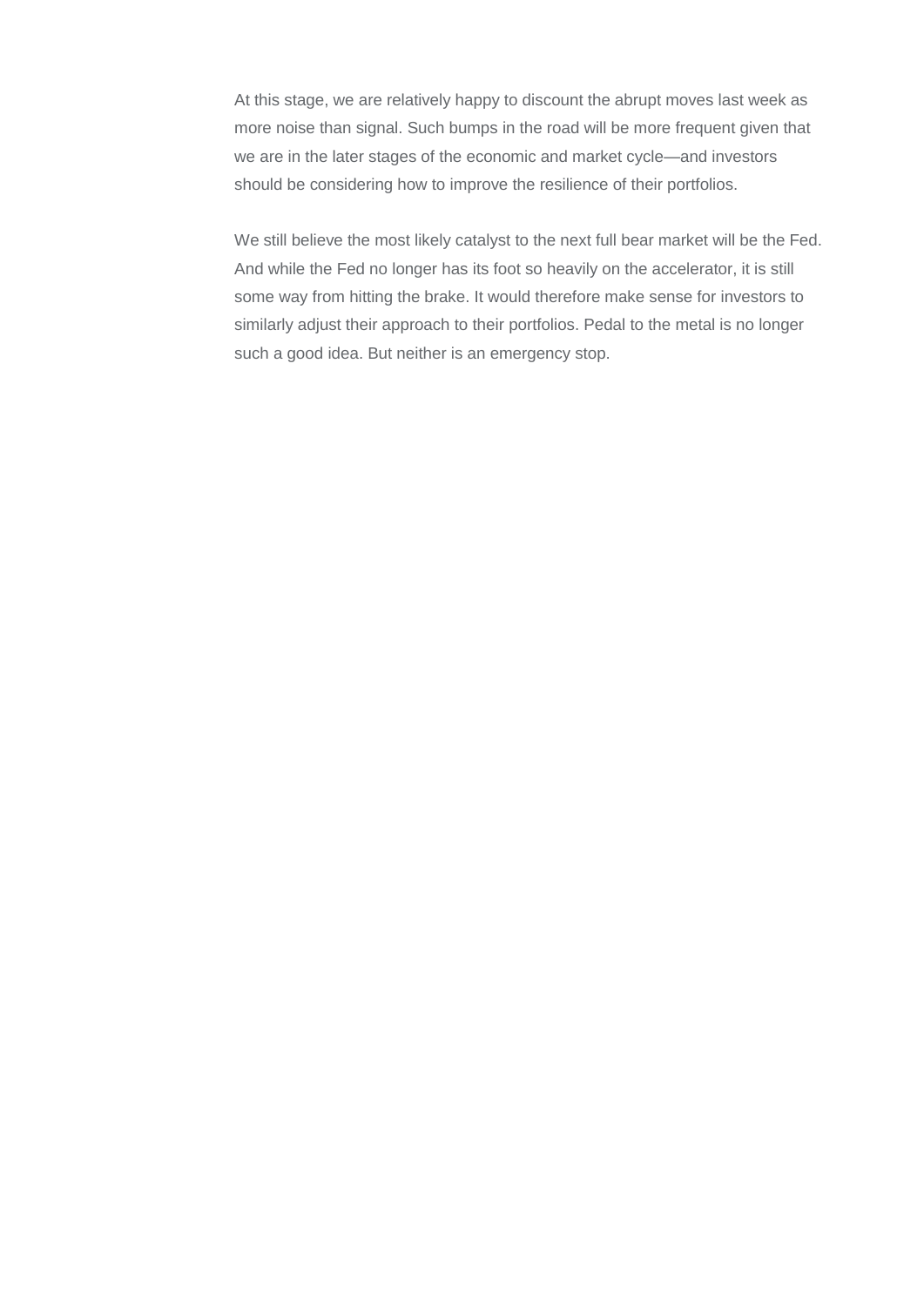At this stage, we are relatively happy to discount the abrupt moves last week as more noise than signal. Such bumps in the road will be more frequent given that we are in the later stages of the economic and market cycle—and investors should be considering how to improve the resilience of their portfolios.

We still believe the most likely catalyst to the next full bear market will be the Fed. And while the Fed no longer has its foot so heavily on the accelerator, it is still some way from hitting the brake. It would therefore make sense for investors to similarly adjust their approach to their portfolios. Pedal to the metal is no longer such a good idea. But neither is an emergency stop.